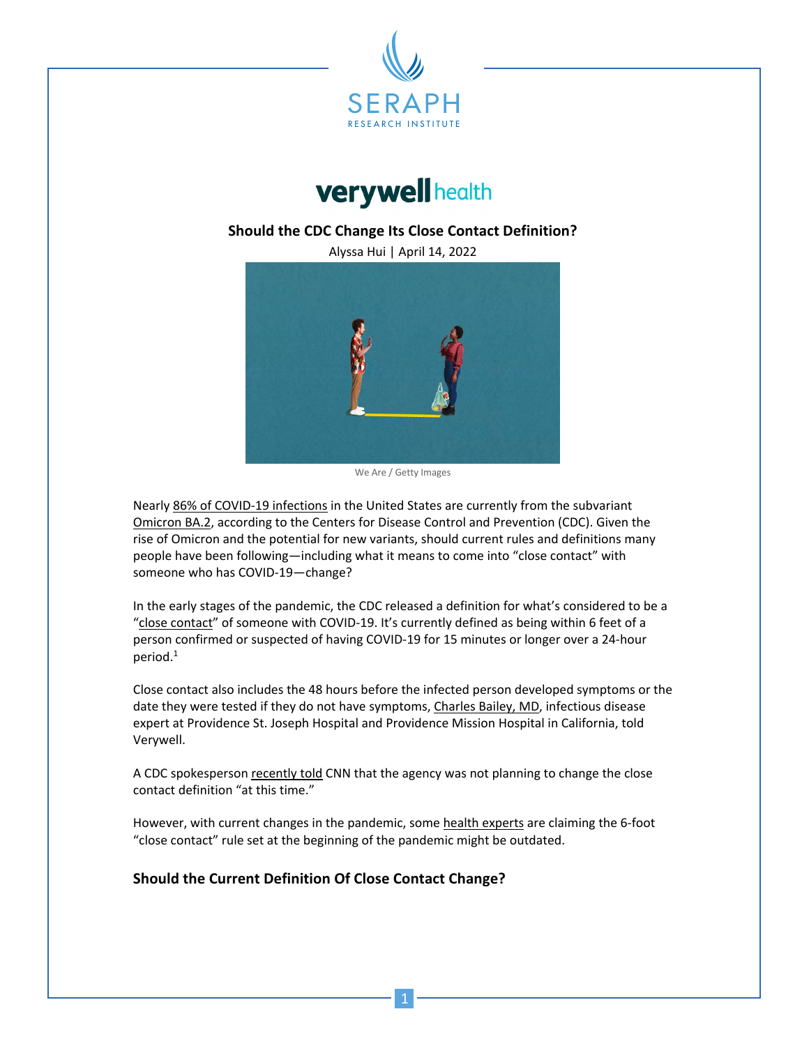# Should the CDC Change Its Close Contact Definition?

Alyssa Hui | April 14, 2022

We Are / Getty Images

Nearly 86% of COVID-19 infections in the United States are currently from the subvariant Omicron BA.2, according to the Centers for Disease Control and Prevention (CDC). Given the rise of Omicron and the potential for new variants, should current rules and definitions many people have been following—including what it means to come into "close contact" with someone who has COVID-19—change?

In the early stages of the pandemic, the CDC released a definition for what's considered to be a "close contact" of someone with COVID-19. It's currently defined as being within 6 feet of a person confirmed or suspected of having COVID-19 for 15 minutes or longer over a 24-hour period.[1]

Close contact also includes the 48 hours before the infected person developed symptoms or the date they were tested if they do not have symptoms, Charles Bailey, MD, infectious disease expert at Providence St. Joseph Hospital and Providence Mission Hospital in California, told Verywell.

A CDC spokesperson recently told CNN that the agency was not planning to change the close contact definition "at this time."

However, with current changes in the pandemic, some health experts are claiming the 6-foot "close contact" rule set at the beginning of the pandemic might be outdated.

## Should the Current Definition Of Close Contact Change?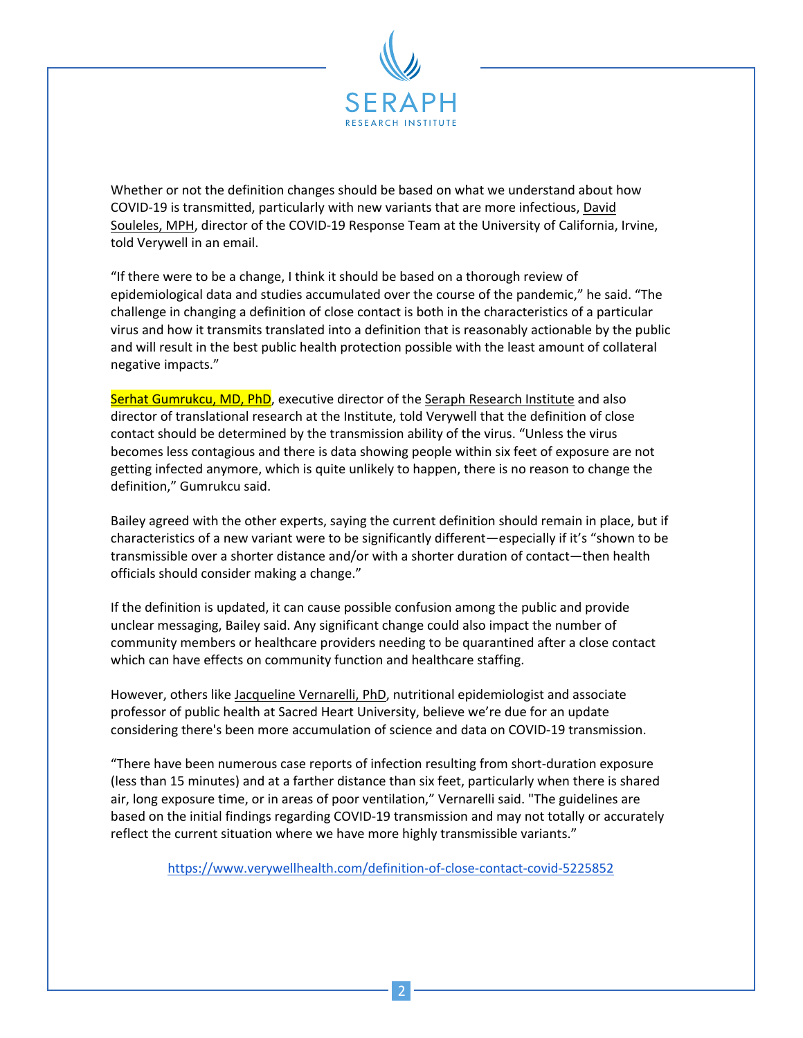Whether or not the definition changes should be based on what we understand about how COVID-19 is transmitted, particularly with new variants that are more infectious, David Souleles, MPH, director of the COVID-19 Response Team at the University of California, Irvine, told Verywell in an email.

"If there were to be a change, I think it should be based on a thorough review of epidemiological data and studies accumulated over the course of the pandemic," he said. "The challenge in changing a definition of close contact is both in the characteristics of a particular virus and how it transmits translated into a definition that is reasonably actionable by the public and will result in the best public health protection possible with the least amount of collateral negative impacts."

Serhat Gumrukcu, MD, PhD, executive director of the Seraph Research Institute and also director of translational research at the Institute, told Verywell that the definition of close contact should be determined by the transmission ability of the virus. "Unless the virus becomes less contagious and there is data showing people within six feet of exposure are not getting infected anymore, which is quite unlikely to happen, there is no reason to change the definition," Gumrukcu said.

Bailey agreed with the other experts, saying the current definition should remain in place, but if characteristics of a new variant were to be significantly different—especially if it's "shown to be transmissible over a shorter distance and/or with a shorter duration of contact—then health officials should consider making a change."

If the definition is updated, it can cause possible confusion among the public and provide unclear messaging, Bailey said. Any significant change could also impact the number of community members or healthcare providers needing to be quarantined after a close contact which can have effects on community function and healthcare staffing.

However, others like Jacqueline Vernarelli, PhD, nutritional epidemiologist and associate professor of public health at Sacred Heart University, believe we're due for an update considering there's been more accumulation of science and data on COVID-19 transmission.

"There have been numerous case reports of infection resulting from short-duration exposure (less than 15 minutes) and at a farther distance than six feet, particularly when there is shared air, long exposure time, or in areas of poor ventilation," Vernarelli said. "The guidelines are based on the initial findings regarding COVID-19 transmission and may not totally or accurately reflect the current situation where we have more highly transmissible variants."

https://www.verywellhealth.com/definition-of-close-contact-covid-5225852